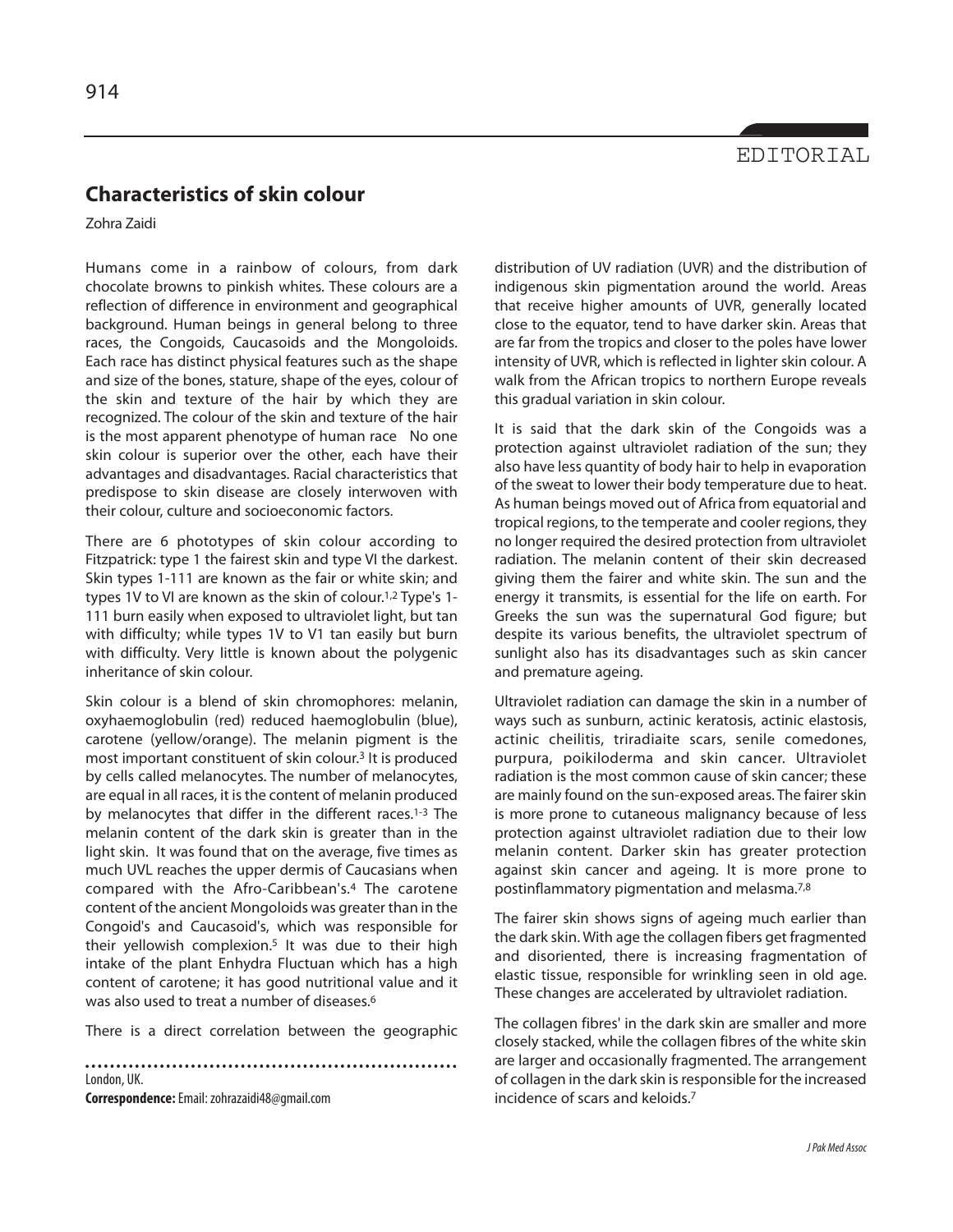EDITORIAL

# Characteristics of skin colour

Zohra Zaidi

Humans come in a rainbow of colours, from dark chocolate browns to pinkish whites. These colours are a reflection of difference in environment and geographical background. Human beings in general belong to three races, the Congoids, Caucasoids and the Mongoloids. Each race has distinct physical features such as the shape and size of the bones, stature, shape of the eyes, colour of the skin and texture of the hair by which they are recognized. The colour of the skin and texture of the hair is the most apparent phenotype of human race   No one skin colour is superior over the other, each have their advantages and disadvantages. Racial characteristics that predispose to skin disease are closely interwoven with their colour, culture and socioeconomic factors.

There are 6 phototypes of skin colour according to Fitzpatrick: type 1 the fairest skin and type VI the darkest. Skin types 1-111 are known as the fair or white skin; and types 1V to VI are known as the skin of colour.[1,2] Type's 1-111 burn easily when exposed to ultraviolet light, but tan with difficulty; while types 1V to V1 tan easily but burn with difficulty. Very little is known about the polygenic inheritance of skin colour.

Skin colour is a blend of skin chromophores: melanin, oxyhaemoglobulin (red) reduced haemoglobulin (blue), carotene (yellow/orange). The melanin pigment is the most important constituent of skin colour.[3] It is produced by cells called melanocytes. The number of melanocytes, are equal in all races, it is the content of melanin produced by melanocytes that differ in the different races.[1-3] The melanin content of the dark skin is greater than in the light skin. It was found that on the average, five times as much UVL reaches the upper dermis of Caucasians when compared with the Afro-Caribbean's.[4] The carotene content of the ancient Mongoloids was greater than in the Congoid's and Caucasoid's, which was responsible for their yellowish complexion.[5] It was due to their high intake of the plant Enhydra Fluctuan which has a high content of carotene; it has good nutritional value and it was also used to treat a number of diseases.[6]

There is a direct correlation between the geographic distribution of UV radiation (UVR) and the distribution of indigenous skin pigmentation around the world. Areas that receive higher amounts of UVR, generally located close to the equator, tend to have darker skin. Areas that are far from the tropics and closer to the poles have lower intensity of UVR, which is reflected in lighter skin colour. A walk from the African tropics to northern Europe reveals this gradual variation in skin colour.

It is said that the dark skin of the Congoids was a protection against ultraviolet radiation of the sun; they also have less quantity of body hair to help in evaporation of the sweat to lower their body temperature due to heat. As human beings moved out of Africa from equatorial and tropical regions, to the temperate and cooler regions, they no longer required the desired protection from ultraviolet radiation. The melanin content of their skin decreased giving them the fairer and white skin. The sun and the energy it transmits, is essential for the life on earth. For Greeks the sun was the supernatural God figure; but despite its various benefits, the ultraviolet spectrum of sunlight also has its disadvantages such as skin cancer and premature ageing.

Ultraviolet radiation can damage the skin in a number of ways such as sunburn, actinic keratosis, actinic elastosis, actinic cheilitis, triradiaite scars, senile comedones, purpura, poikiloderma and skin cancer. Ultraviolet radiation is the most common cause of skin cancer; these are mainly found on the sun-exposed areas. The fairer skin is more prone to cutaneous malignancy because of less protection against ultraviolet radiation due to their low melanin content. Darker skin has greater protection against skin cancer and ageing. It is more prone to postinflammatory pigmentation and melasma.[7,8]

The fairer skin shows signs of ageing much earlier than the dark skin. With age the collagen fibers get fragmented and disoriented, there is increasing fragmentation of elastic tissue, responsible for wrinkling seen in old age. These changes are accelerated by ultraviolet radiation.

The collagen fibres' in the dark skin are smaller and more closely stacked, while the collagen fibres of the white skin are larger and occasionally fragmented. The arrangement of collagen in the dark skin is responsible for the increased incidence of scars and keloids.[7]

London, UK.

**Correspondence:** Email: zohrazaidi48@gmail.com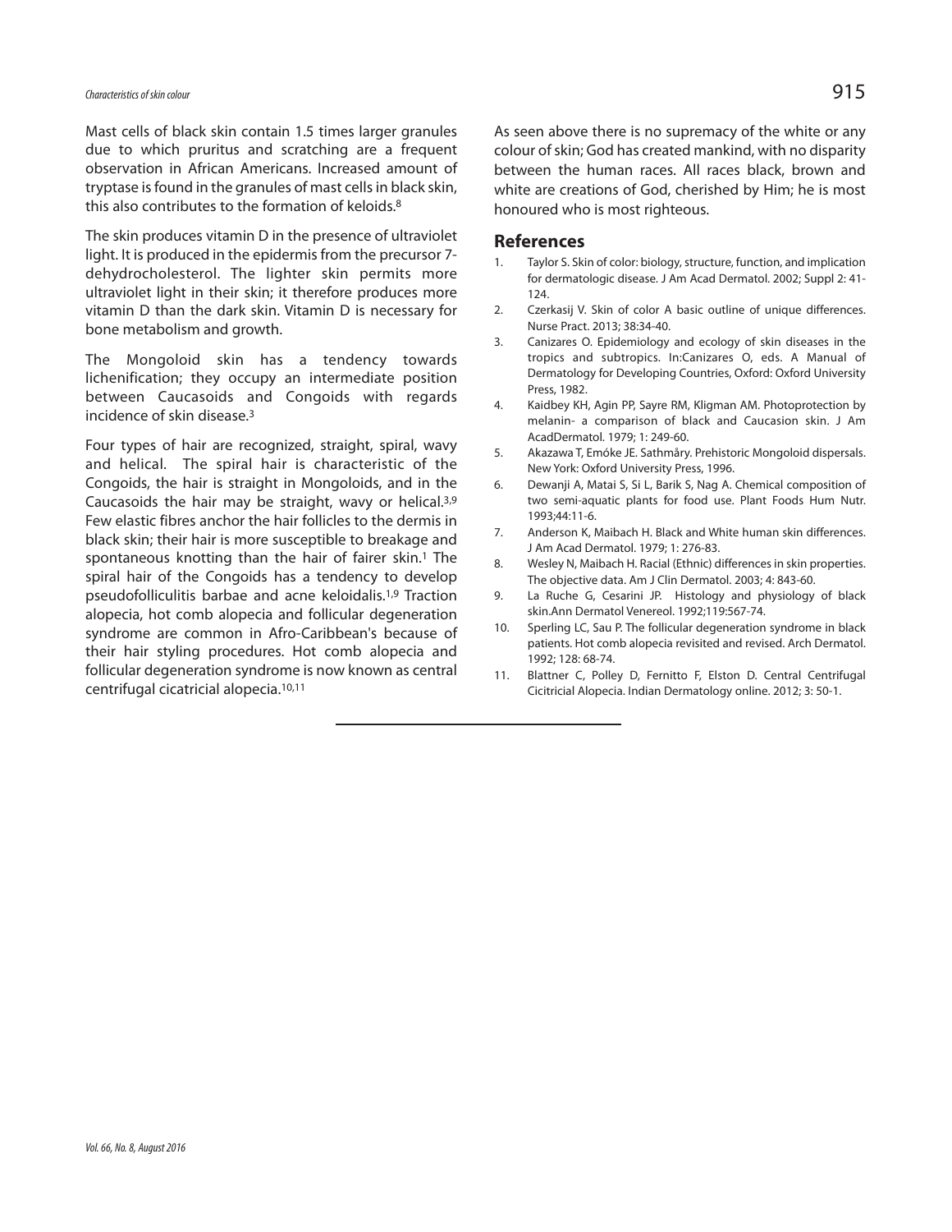Mast cells of black skin contain 1.5 times larger granules due to which pruritus and scratching are a frequent observation in African Americans. Increased amount of tryptase is found in the granules of mast cells in black skin, this also contributes to the formation of keloids.[8]

The skin produces vitamin D in the presence of ultraviolet light. It is produced in the epidermis from the precursor 7-dehydrocholesterol. The lighter skin permits more ultraviolet light in their skin; it therefore produces more vitamin D than the dark skin. Vitamin D is necessary for bone metabolism and growth.

The Mongoloid skin has a tendency towards lichenification; they occupy an intermediate position between Caucasoids and Congoids with regards incidence of skin disease.[3]

Four types of hair are recognized, straight, spiral, wavy and helical. The spiral hair is characteristic of the Congoids, the hair is straight in Mongoloids, and in the Caucasoids the hair may be straight, wavy or helical.[3,9] Few elastic fibres anchor the hair follicles to the dermis in black skin; their hair is more susceptible to breakage and spontaneous knotting than the hair of fairer skin.[1] The spiral hair of the Congoids has a tendency to develop pseudofolliculitis barbae and acne keloidalis.[1,9] Traction alopecia, hot comb alopecia and follicular degeneration syndrome are common in Afro-Caribbean's because of their hair styling procedures. Hot comb alopecia and follicular degeneration syndrome is now known as central centrifugal cicatricial alopecia.[10,11]

As seen above there is no supremacy of the white or any colour of skin; God has created mankind, with no disparity between the human races. All races black, brown and white are creations of God, cherished by Him; he is most honoured who is most righteous.

## References

1. Taylor S. Skin of color: biology, structure, function, and implication for dermatologic disease. J Am Acad Dermatol. 2002; Suppl 2: 41-124.
2. Czerkasij V. Skin of color A basic outline of unique differences. Nurse Pract. 2013; 38:34-40.
3. Canizares O. Epidemiology and ecology of skin diseases in the tropics and subtropics. In:Canizares O, eds. A Manual of Dermatology for Developing Countries, Oxford: Oxford University Press, 1982.
4. Kaidbey KH, Agin PP, Sayre RM, Kligman AM. Photoprotection by melanin- a comparison of black and Caucasion skin. J Am AcadDermatol. 1979; 1: 249-60.
5. Akazawa T, Emóke JE. Sathmåry. Prehistoric Mongoloid dispersals. New York: Oxford University Press, 1996.
6. Dewanji A, Matai S, Si L, Barik S, Nag A. Chemical composition of two semi-aquatic plants for food use. Plant Foods Hum Nutr. 1993;44:11-6.
7. Anderson K, Maibach H. Black and White human skin differences. J Am Acad Dermatol. 1979; 1: 276-83.
8. Wesley N, Maibach H. Racial (Ethnic) differences in skin properties. The objective data. Am J Clin Dermatol. 2003; 4: 843-60.
9. La Ruche G, Cesarini JP. Histology and physiology of black skin.Ann Dermatol Venereol. 1992;119:567-74.
10. Sperling LC, Sau P. The follicular degeneration syndrome in black patients. Hot comb alopecia revisited and revised. Arch Dermatol. 1992; 128: 68-74.
11. Blattner C, Polley D, Fernitto F, Elston D. Central Centrifugal Cicitricial Alopecia. Indian Dermatology online. 2012; 3: 50-1.